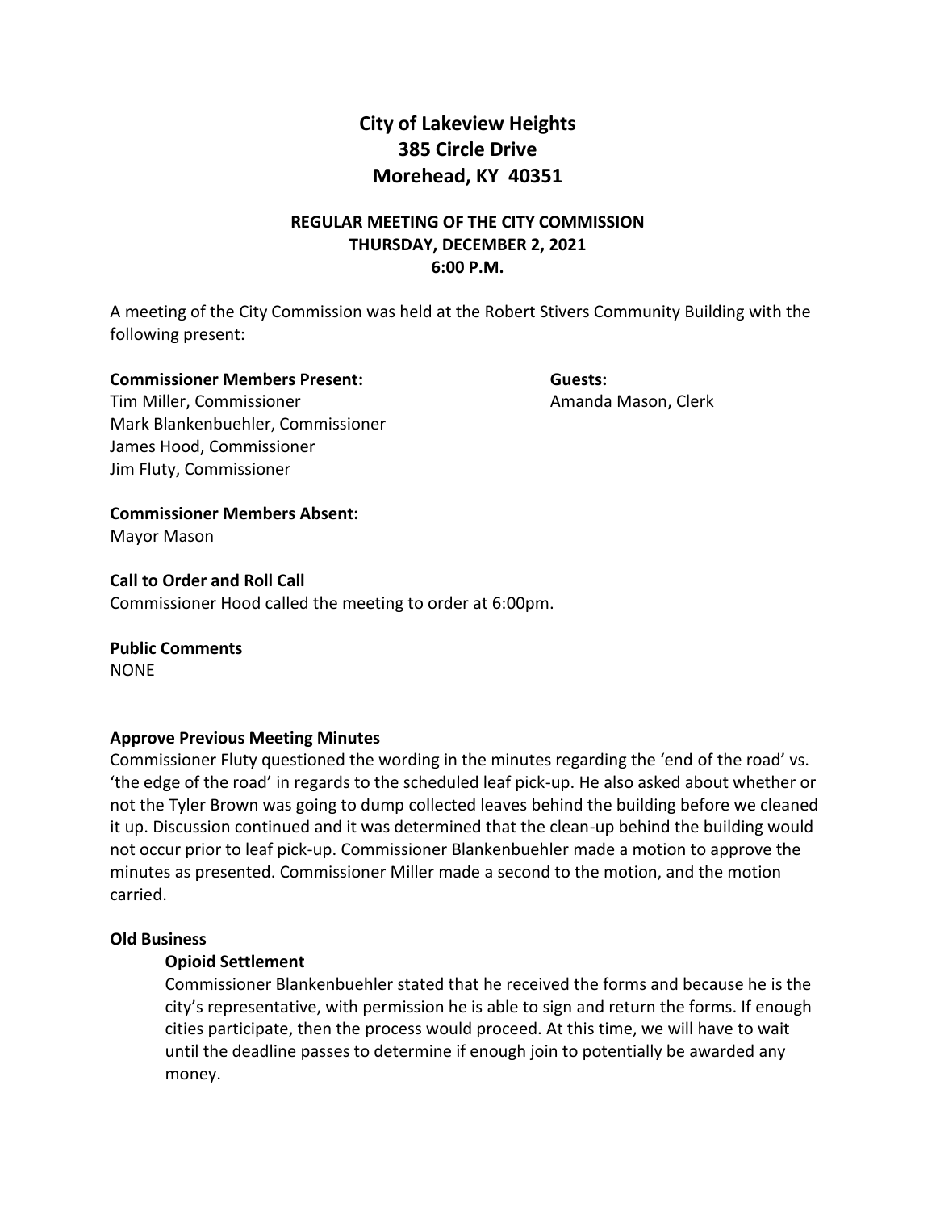# City of Lakeview Heights
# 385 Circle Drive
# Morehead, KY 40351

## REGULAR MEETING OF THE CITY COMMISSION
## THURSDAY, DECEMBER 2, 2021
## 6:00 P.M.

A meeting of the City Commission was held at the Robert Stivers Community Building with the following present:

**Commissioner Members Present:**
Tim Miller, Commissioner
Mark Blankenbuehler, Commissioner
James Hood, Commissioner
Jim Fluty, Commissioner

**Guests:**
Amanda Mason, Clerk

**Commissioner Members Absent:**
Mayor Mason

**Call to Order and Roll Call**
Commissioner Hood called the meeting to order at 6:00pm.

**Public Comments**
NONE

**Approve Previous Meeting Minutes**
Commissioner Fluty questioned the wording in the minutes regarding the 'end of the road' vs. 'the edge of the road' in regards to the scheduled leaf pick-up. He also asked about whether or not the Tyler Brown was going to dump collected leaves behind the building before we cleaned it up. Discussion continued and it was determined that the clean-up behind the building would not occur prior to leaf pick-up. Commissioner Blankenbuehler made a motion to approve the minutes as presented. Commissioner Miller made a second to the motion, and the motion carried.

**Old Business**

**Opioid Settlement**

Commissioner Blankenbuehler stated that he received the forms and because he is the city's representative, with permission he is able to sign and return the forms. If enough cities participate, then the process would proceed. At this time, we will have to wait until the deadline passes to determine if enough join to potentially be awarded any money.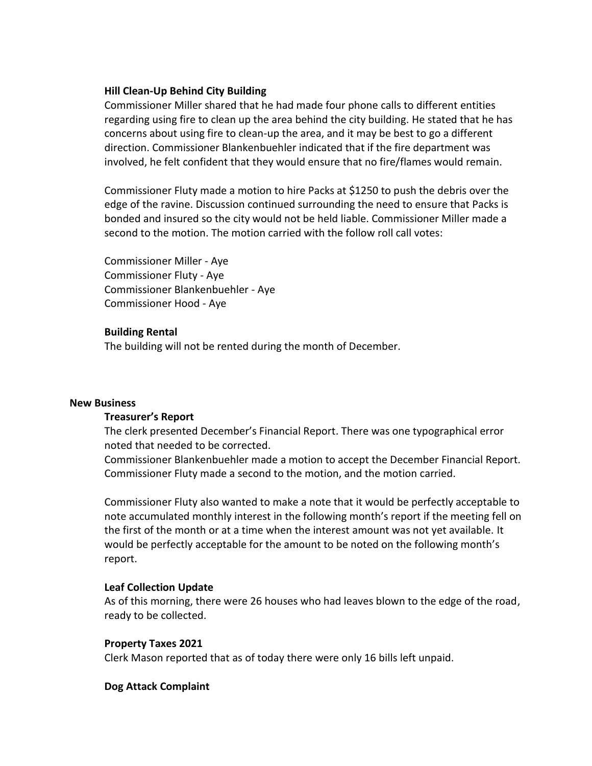### Hill Clean-Up Behind City Building

Commissioner Miller shared that he had made four phone calls to different entities regarding using fire to clean up the area behind the city building. He stated that he has concerns about using fire to clean-up the area, and it may be best to go a different direction. Commissioner Blankenbuehler indicated that if the fire department was involved, he felt confident that they would ensure that no fire/flames would remain.

Commissioner Fluty made a motion to hire Packs at $1250 to push the debris over the edge of the ravine. Discussion continued surrounding the need to ensure that Packs is bonded and insured so the city would not be held liable. Commissioner Miller made a second to the motion. The motion carried with the follow roll call votes:

Commissioner Miller - Aye
Commissioner Fluty - Aye
Commissioner Blankenbuehler - Aye
Commissioner Hood - Aye

### Building Rental

The building will not be rented during the month of December.

## New Business

### Treasurer's Report

The clerk presented December's Financial Report. There was one typographical error noted that needed to be corrected.
Commissioner Blankenbuehler made a motion to accept the December Financial Report. Commissioner Fluty made a second to the motion, and the motion carried.

Commissioner Fluty also wanted to make a note that it would be perfectly acceptable to note accumulated monthly interest in the following month's report if the meeting fell on the first of the month or at a time when the interest amount was not yet available. It would be perfectly acceptable for the amount to be noted on the following month's report.

### Leaf Collection Update

As of this morning, there were 26 houses who had leaves blown to the edge of the road, ready to be collected.

### Property Taxes 2021

Clerk Mason reported that as of today there were only 16 bills left unpaid.

### Dog Attack Complaint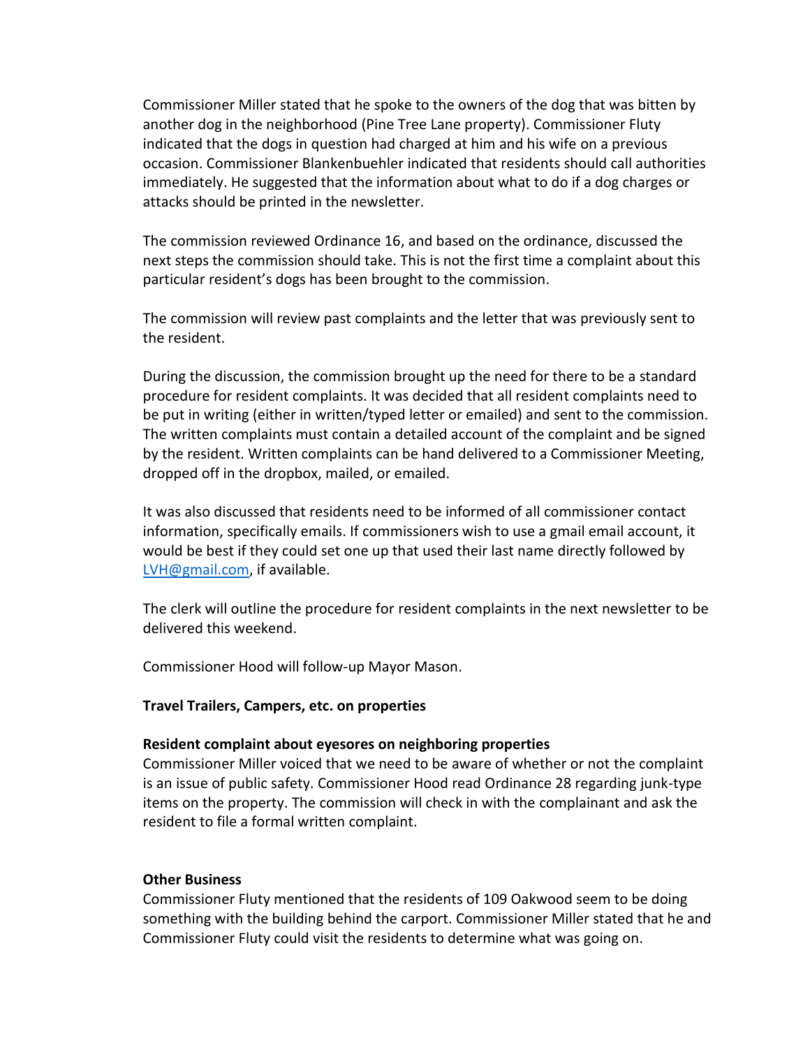Commissioner Miller stated that he spoke to the owners of the dog that was bitten by another dog in the neighborhood (Pine Tree Lane property). Commissioner Fluty indicated that the dogs in question had charged at him and his wife on a previous occasion. Commissioner Blankenbuehler indicated that residents should call authorities immediately. He suggested that the information about what to do if a dog charges or attacks should be printed in the newsletter.

The commission reviewed Ordinance 16, and based on the ordinance, discussed the next steps the commission should take. This is not the first time a complaint about this particular resident's dogs has been brought to the commission.

The commission will review past complaints and the letter that was previously sent to the resident.

During the discussion, the commission brought up the need for there to be a standard procedure for resident complaints. It was decided that all resident complaints need to be put in writing (either in written/typed letter or emailed) and sent to the commission. The written complaints must contain a detailed account of the complaint and be signed by the resident. Written complaints can be hand delivered to a Commissioner Meeting, dropped off in the dropbox, mailed, or emailed.

It was also discussed that residents need to be informed of all commissioner contact information, specifically emails. If commissioners wish to use a gmail email account, it would be best if they could set one up that used their last name directly followed by LVH@gmail.com, if available.

The clerk will outline the procedure for resident complaints in the next newsletter to be delivered this weekend.

Commissioner Hood will follow-up Mayor Mason.

**Travel Trailers, Campers, etc. on properties**

**Resident complaint about eyesores on neighboring properties**
Commissioner Miller voiced that we need to be aware of whether or not the complaint is an issue of public safety. Commissioner Hood read Ordinance 28 regarding junk-type items on the property. The commission will check in with the complainant and ask the resident to file a formal written complaint.

**Other Business**
Commissioner Fluty mentioned that the residents of 109 Oakwood seem to be doing something with the building behind the carport. Commissioner Miller stated that he and Commissioner Fluty could visit the residents to determine what was going on.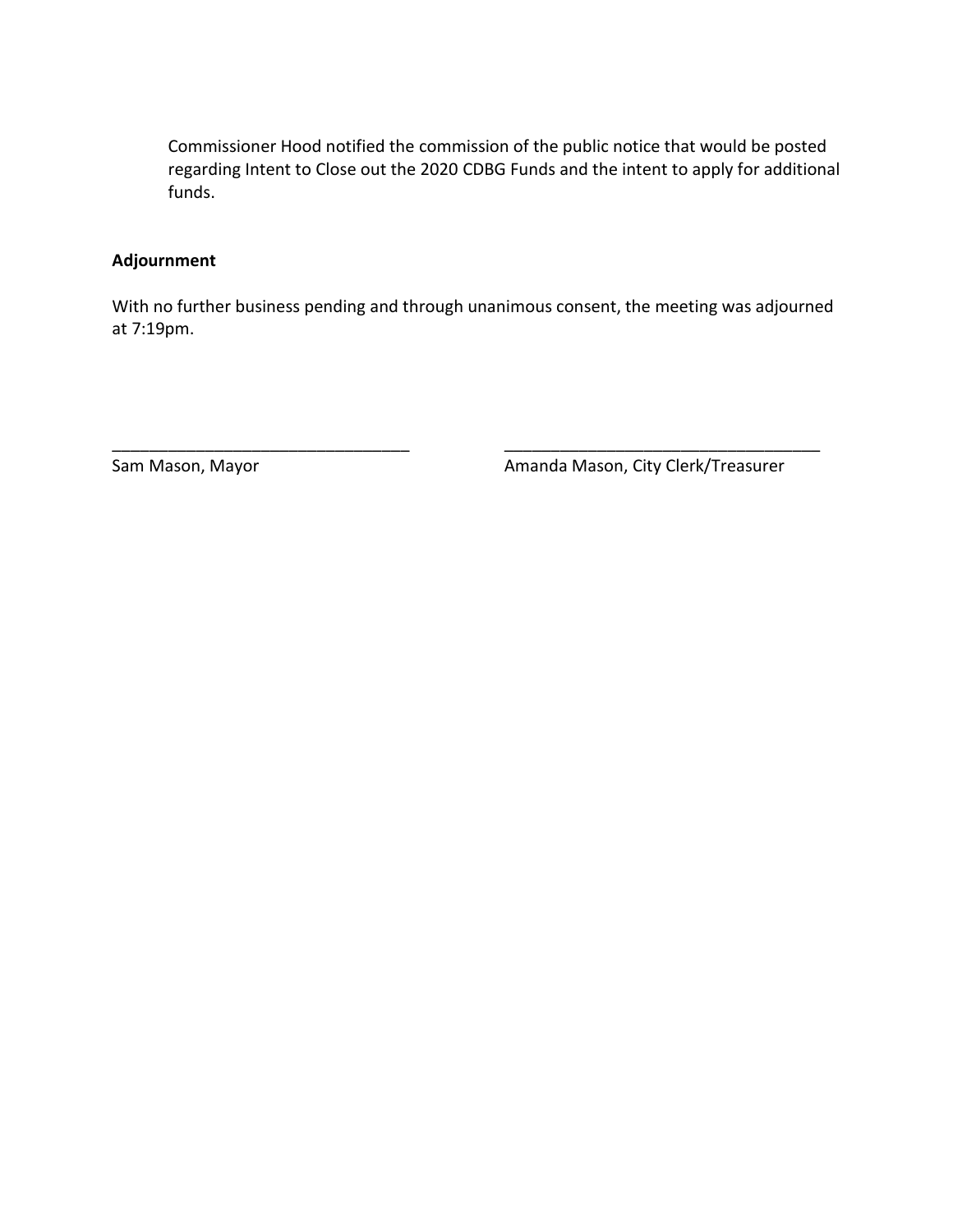Commissioner Hood notified the commission of the public notice that would be posted regarding Intent to Close out the 2020 CDBG Funds and the intent to apply for additional funds.

**Adjournment**

With no further business pending and through unanimous consent, the meeting was adjourned at 7:19pm.

\_\_\_\_\_\_\_\_\_\_\_\_\_\_\_\_\_\_\_\_\_\_\_\_\_\_\_\_\_\_\_\_
Sam Mason, Mayor

\_\_\_\_\_\_\_\_\_\_\_\_\_\_\_\_\_\_\_\_\_\_\_\_\_\_\_\_\_\_\_\_
Amanda Mason, City Clerk/Treasurer